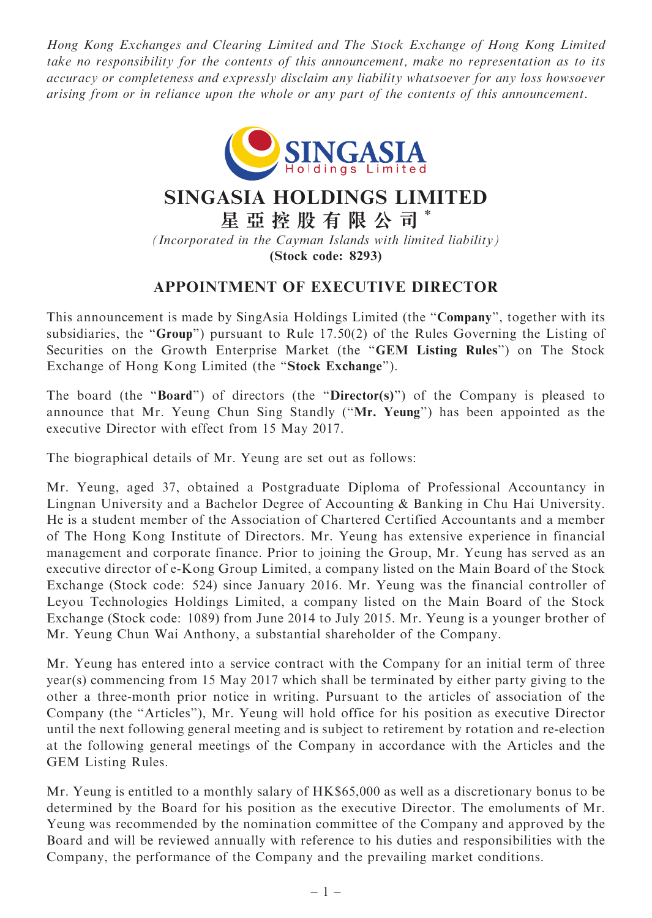*Hong Kong Exchanges and Clearing Limited and The Stock Exchange of Hong Kong Limited take no responsibility for the contents of this announcement, make no representation as to its accuracy or completeness and expressly disclaim any liability whatsoever for any loss howsoever arising from or in reliance upon the whole or any part of the contents of this announcement.*

# SINGASIA HOLDINGS LIMITED

# 星亞控股有限公司*

*(Incorporated in the Cayman Islands with limited liability)*

**(Stock code: 8293)**

## APPOINTMENT OF EXECUTIVE DIRECTOR

This announcement is made by SingAsia Holdings Limited (the "**Company**", together with its subsidiaries, the "**Group**") pursuant to Rule 17.50(2) of the Rules Governing the Listing of Securities on the Growth Enterprise Market (the "**GEM Listing Rules**") on The Stock Exchange of Hong Kong Limited (the "**Stock Exchange**").

The board (the "**Board**") of directors (the "**Director(s)**") of the Company is pleased to announce that Mr. Yeung Chun Sing Standly ("**Mr. Yeung**") has been appointed as the executive Director with effect from 15 May 2017.

The biographical details of Mr. Yeung are set out as follows:

Mr. Yeung, aged 37, obtained a Postgraduate Diploma of Professional Accountancy in Lingnan University and a Bachelor Degree of Accounting & Banking in Chu Hai University. He is a student member of the Association of Chartered Certified Accountants and a member of The Hong Kong Institute of Directors. Mr. Yeung has extensive experience in financial management and corporate finance. Prior to joining the Group, Mr. Yeung has served as an executive director of e-Kong Group Limited, a company listed on the Main Board of the Stock Exchange (Stock code: 524) since January 2016. Mr. Yeung was the financial controller of Leyou Technologies Holdings Limited, a company listed on the Main Board of the Stock Exchange (Stock code: 1089) from June 2014 to July 2015. Mr. Yeung is a younger brother of Mr. Yeung Chun Wai Anthony, a substantial shareholder of the Company.

Mr. Yeung has entered into a service contract with the Company for an initial term of three year(s) commencing from 15 May 2017 which shall be terminated by either party giving to the other a three-month prior notice in writing. Pursuant to the articles of association of the Company (the "Articles"), Mr. Yeung will hold office for his position as executive Director until the next following general meeting and is subject to retirement by rotation and re-election at the following general meetings of the Company in accordance with the Articles and the GEM Listing Rules.

Mr. Yeung is entitled to a monthly salary of HK$65,000 as well as a discretionary bonus to be determined by the Board for his position as the executive Director. The emoluments of Mr. Yeung was recommended by the nomination committee of the Company and approved by the Board and will be reviewed annually with reference to his duties and responsibilities with the Company, the performance of the Company and the prevailing market conditions.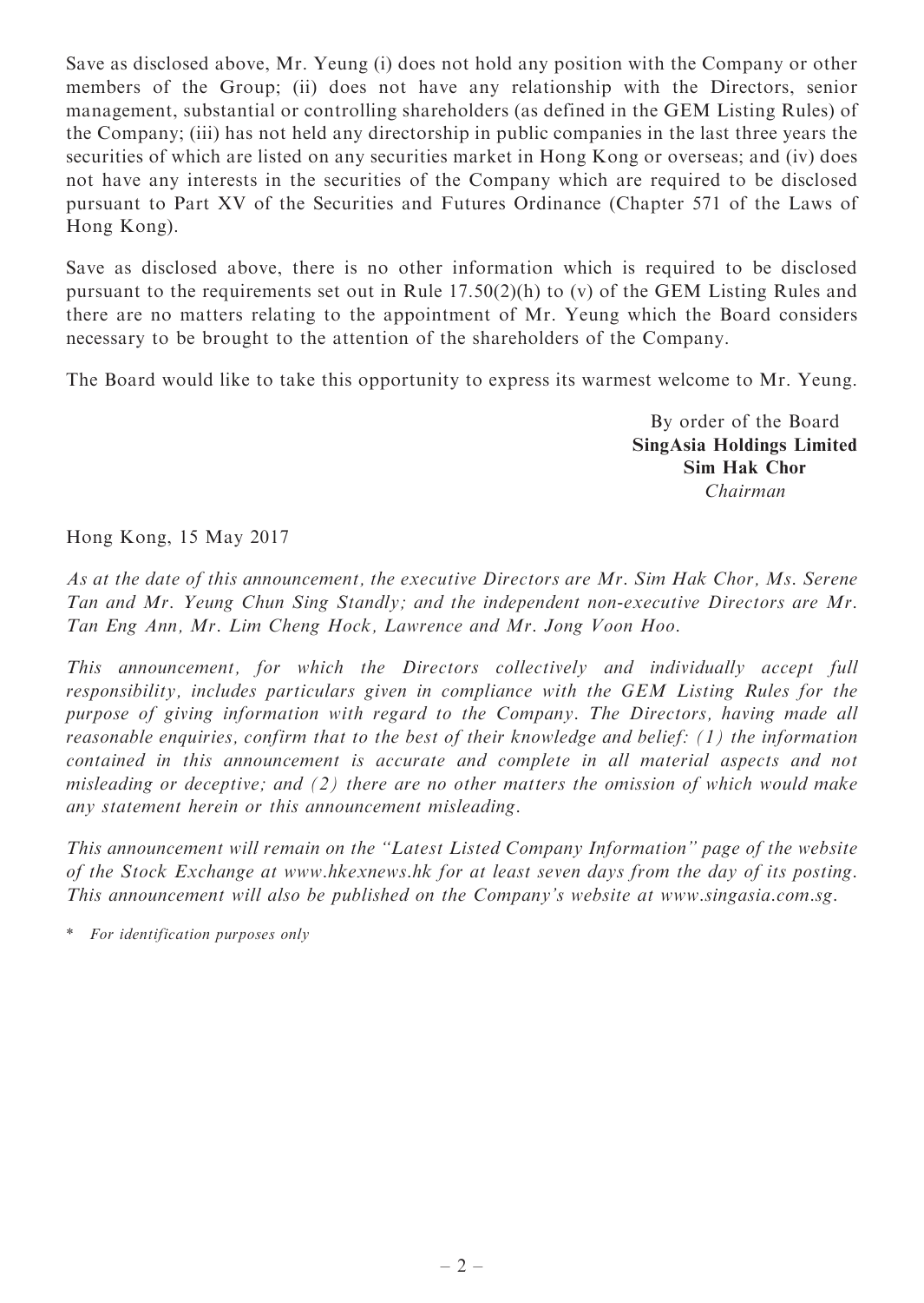Save as disclosed above, Mr. Yeung (i) does not hold any position with the Company or other members of the Group; (ii) does not have any relationship with the Directors, senior management, substantial or controlling shareholders (as defined in the GEM Listing Rules) of the Company; (iii) has not held any directorship in public companies in the last three years the securities of which are listed on any securities market in Hong Kong or overseas; and (iv) does not have any interests in the securities of the Company which are required to be disclosed pursuant to Part XV of the Securities and Futures Ordinance (Chapter 571 of the Laws of Hong Kong).

Save as disclosed above, there is no other information which is required to be disclosed pursuant to the requirements set out in Rule 17.50(2)(h) to (v) of the GEM Listing Rules and there are no matters relating to the appointment of Mr. Yeung which the Board considers necessary to be brought to the attention of the shareholders of the Company.

The Board would like to take this opportunity to express its warmest welcome to Mr. Yeung.

By order of the Board
**SingAsia Holdings Limited**
**Sim Hak Chor**
*Chairman*

Hong Kong, 15 May 2017

*As at the date of this announcement, the executive Directors are Mr. Sim Hak Chor, Ms. Serene Tan and Mr. Yeung Chun Sing Standly; and the independent non-executive Directors are Mr. Tan Eng Ann, Mr. Lim Cheng Hock, Lawrence and Mr. Jong Voon Hoo.*

*This announcement, for which the Directors collectively and individually accept full responsibility, includes particulars given in compliance with the GEM Listing Rules for the purpose of giving information with regard to the Company. The Directors, having made all reasonable enquiries, confirm that to the best of their knowledge and belief: (1) the information contained in this announcement is accurate and complete in all material aspects and not misleading or deceptive; and (2) there are no other matters the omission of which would make any statement herein or this announcement misleading.*

*This announcement will remain on the "Latest Listed Company Information" page of the website of the Stock Exchange at www.hkexnews.hk for at least seven days from the day of its posting. This announcement will also be published on the Company's website at www.singasia.com.sg.*

\* *For identification purposes only*